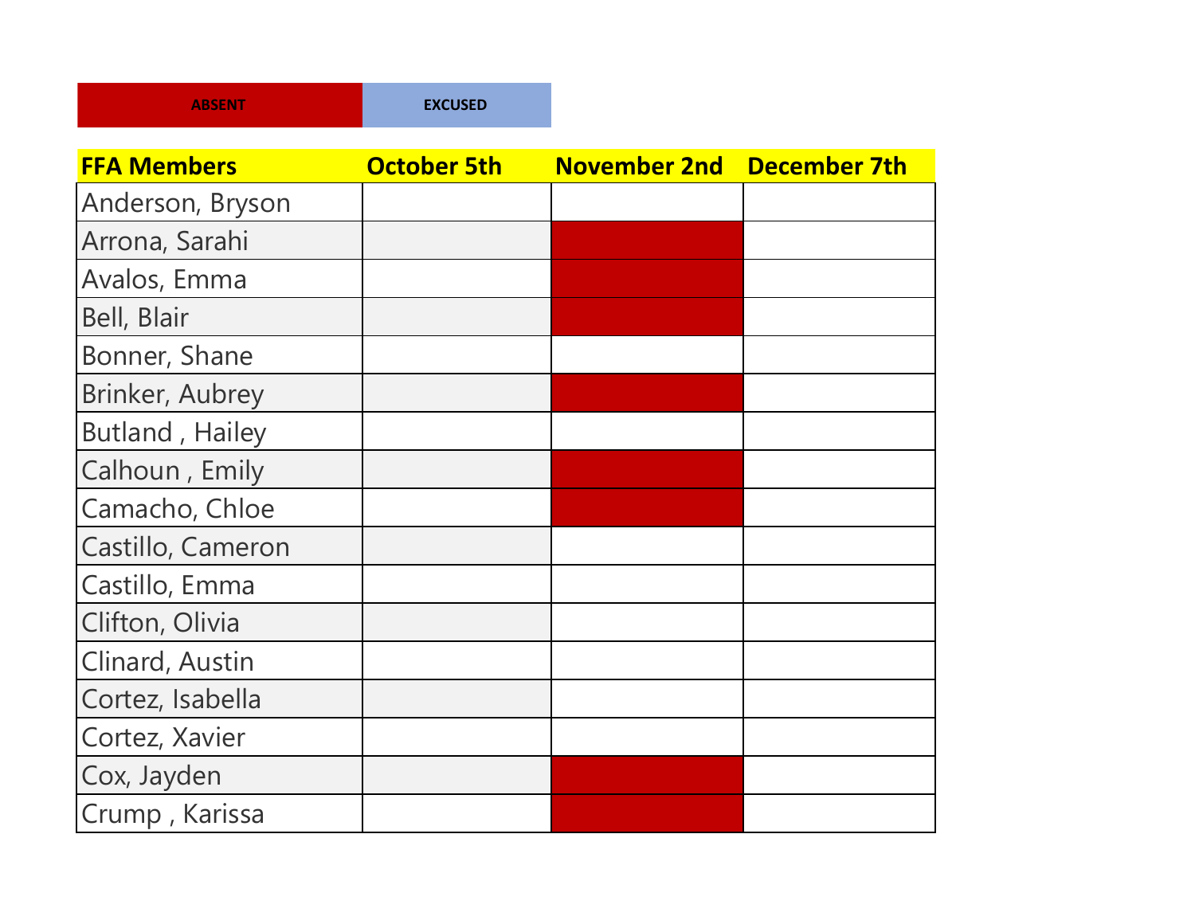| ABSENT | EXCUSED |
| --- | --- |

| FFA Members | October 5th | November 2nd | December 7th |
| --- | --- | --- | --- |
| Anderson, Bryson | | | |
| Arrona, Sarahi | | ABSENT | |
| Avalos, Emma | | ABSENT | |
| Bell, Blair | | ABSENT | |
| Bonner, Shane | | | |
| Brinker, Aubrey | | ABSENT | |
| Butland , Hailey | | | |
| Calhoun , Emily | | ABSENT | |
| Camacho, Chloe | | ABSENT | |
| Castillo, Cameron | | | |
| Castillo, Emma | | | |
| Clifton, Olivia | | | |
| Clinard, Austin | | | |
| Cortez, Isabella | | | |
| Cortez, Xavier | | | |
| Cox, Jayden | | ABSENT | |
| Crump , Karissa | | ABSENT | |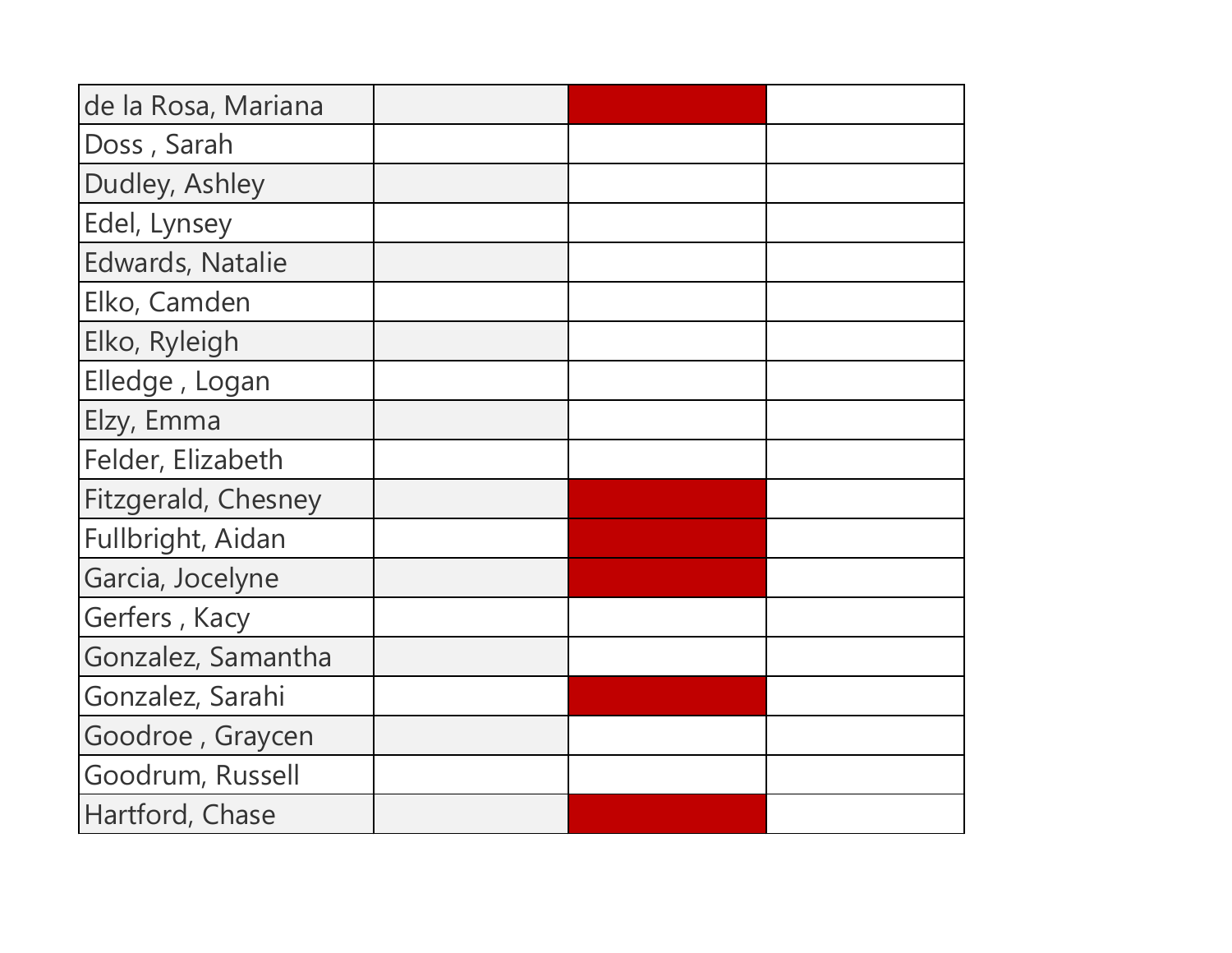| | | | |
|---|---|---|---|
| de la Rosa, Mariana | | | |
| Doss , Sarah | | | |
| Dudley, Ashley | | | |
| Edel, Lynsey | | | |
| Edwards, Natalie | | | |
| Elko, Camden | | | |
| Elko, Ryleigh | | | |
| Elledge , Logan | | | |
| Elzy, Emma | | | |
| Felder, Elizabeth | | | |
| Fitzgerald, Chesney | | | |
| Fullbright, Aidan | | | |
| Garcia, Jocelyne | | | |
| Gerfers , Kacy | | | |
| Gonzalez, Samantha | | | |
| Gonzalez, Sarahi | | | |
| Goodroe , Graycen | | | |
| Goodrum, Russell | | | |
| Hartford, Chase | | | |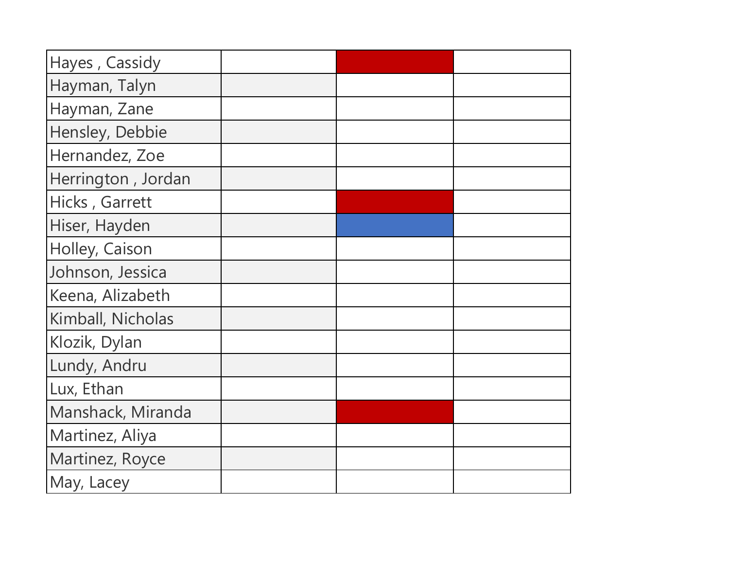| | | | |
|---|---|---|---|
| Hayes , Cassidy | | | |
| Hayman, Talyn | | | |
| Hayman, Zane | | | |
| Hensley, Debbie | | | |
| Hernandez, Zoe | | | |
| Herrington , Jordan | | | |
| Hicks , Garrett | | | |
| Hiser, Hayden | | | |
| Holley, Caison | | | |
| Johnson, Jessica | | | |
| Keena, Alizabeth | | | |
| Kimball, Nicholas | | | |
| Klozik, Dylan | | | |
| Lundy, Andru | | | |
| Lux, Ethan | | | |
| Manshack, Miranda | | | |
| Martinez, Aliya | | | |
| Martinez, Royce | | | |
| May, Lacey | | | |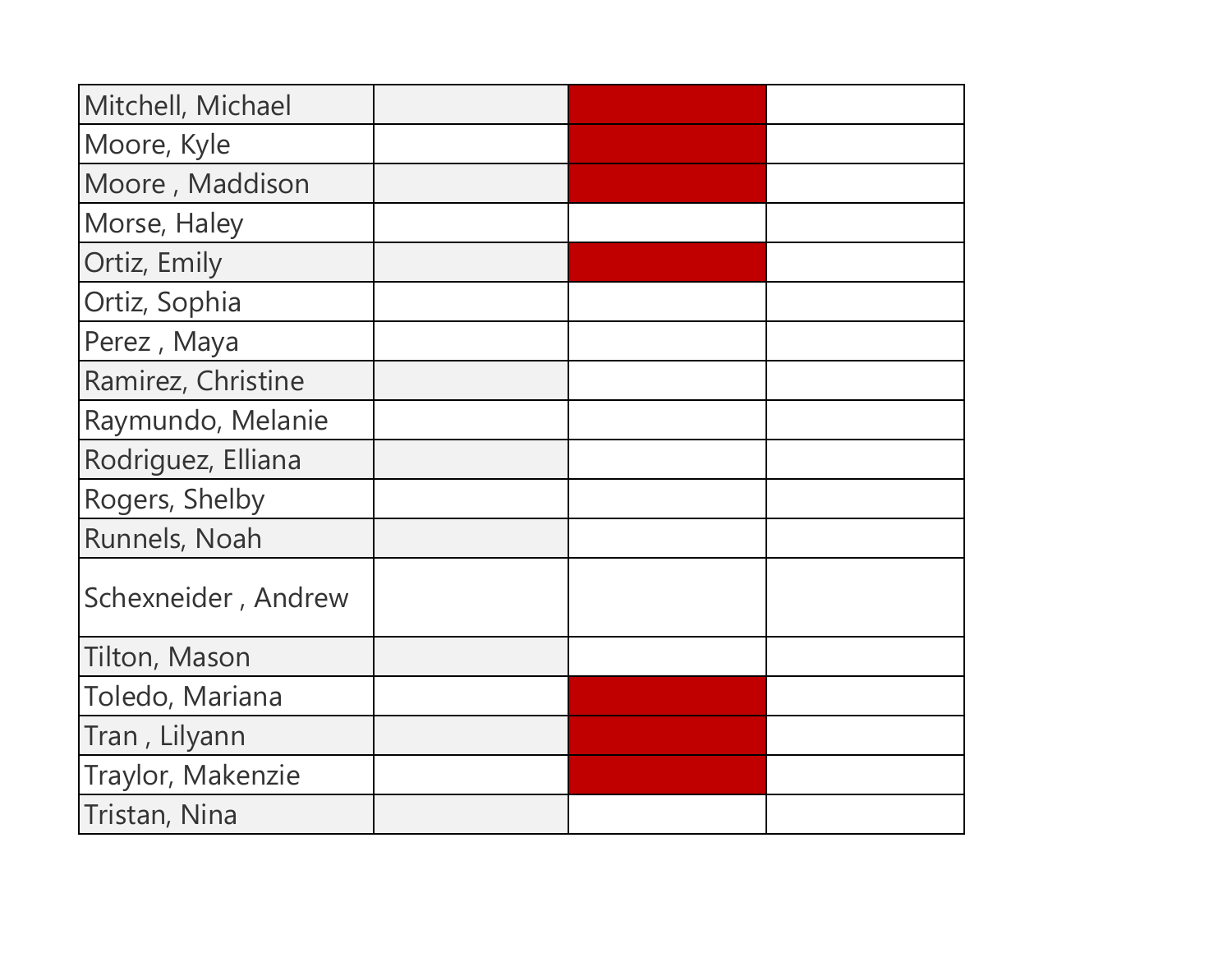| | | | |
|---|---|---|---|
| Mitchell, Michael | | | |
| Moore, Kyle | | | |
| Moore , Maddison | | | |
| Morse, Haley | | | |
| Ortiz, Emily | | | |
| Ortiz, Sophia | | | |
| Perez , Maya | | | |
| Ramirez, Christine | | | |
| Raymundo, Melanie | | | |
| Rodriguez, Elliana | | | |
| Rogers, Shelby | | | |
| Runnels, Noah | | | |
| Schexneider , Andrew | | | |
| Tilton, Mason | | | |
| Toledo, Mariana | | | |
| Tran , Lilyann | | | |
| Traylor, Makenzie | | | |
| Tristan, Nina | | | |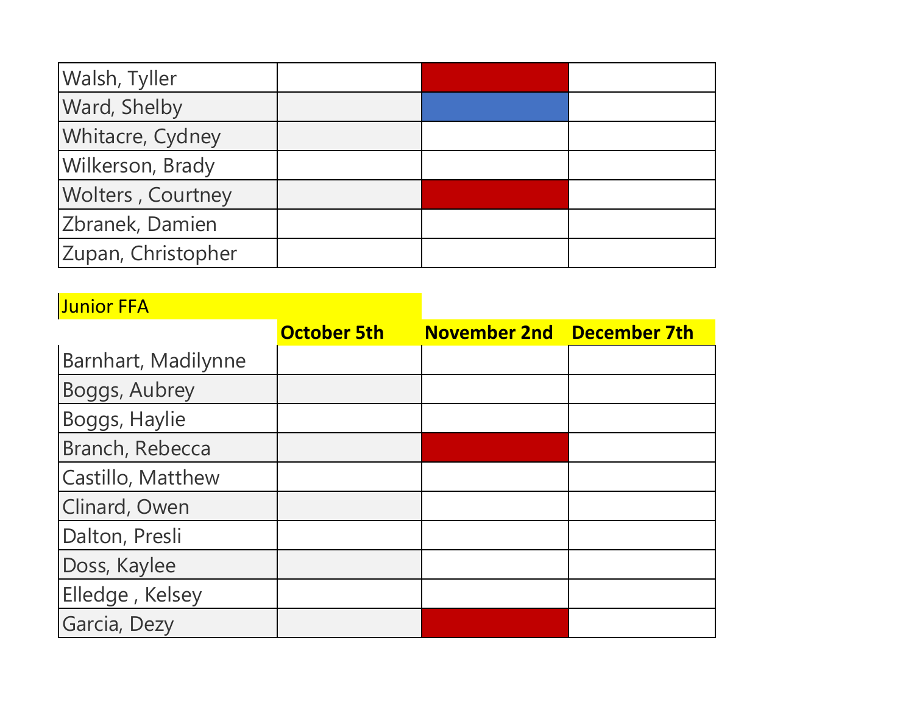| | | | |
|---|---|---|---|
| Walsh, Tyller | | | |
| Ward, Shelby | | | |
| Whitacre, Cydney | | | |
| Wilkerson, Brady | | | |
| Wolters , Courtney | | | |
| Zbranek, Damien | | | |
| Zupan, Christopher | | | |

Junior FFA

| | October 5th | November 2nd | December 7th |
|---|---|---|---|
| Barnhart, Madilynne | | | |
| Boggs, Aubrey | | | |
| Boggs, Haylie | | | |
| Branch, Rebecca | | | |
| Castillo, Matthew | | | |
| Clinard, Owen | | | |
| Dalton, Presli | | | |
| Doss, Kaylee | | | |
| Elledge , Kelsey | | | |
| Garcia, Dezy | | | |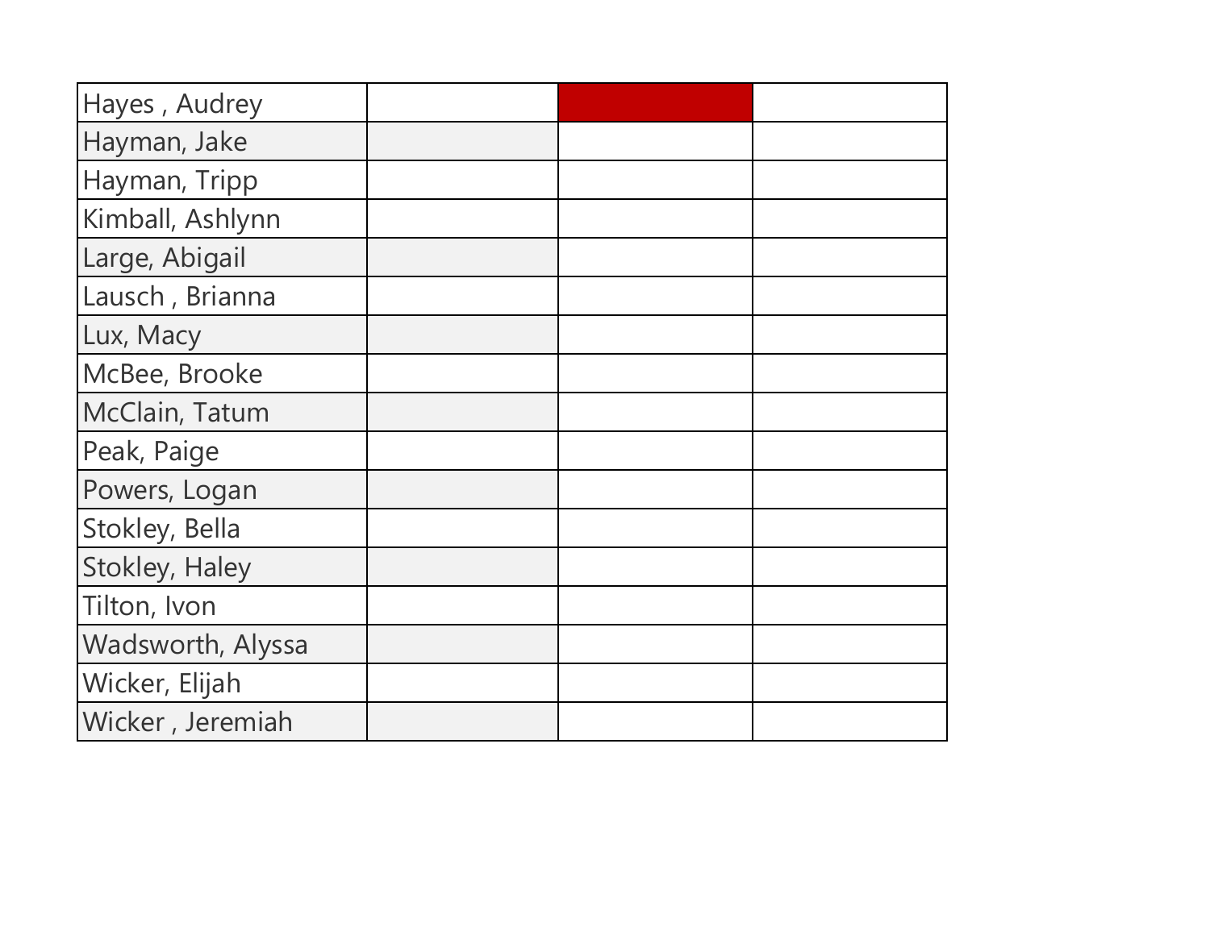| | | | |
|---|---|---|---|
| Hayes , Audrey | | | |
| Hayman, Jake | | | |
| Hayman, Tripp | | | |
| Kimball, Ashlynn | | | |
| Large, Abigail | | | |
| Lausch , Brianna | | | |
| Lux, Macy | | | |
| McBee, Brooke | | | |
| McClain, Tatum | | | |
| Peak, Paige | | | |
| Powers, Logan | | | |
| Stokley, Bella | | | |
| Stokley, Haley | | | |
| Tilton, Ivon | | | |
| Wadsworth, Alyssa | | | |
| Wicker, Elijah | | | |
| Wicker , Jeremiah | | | |